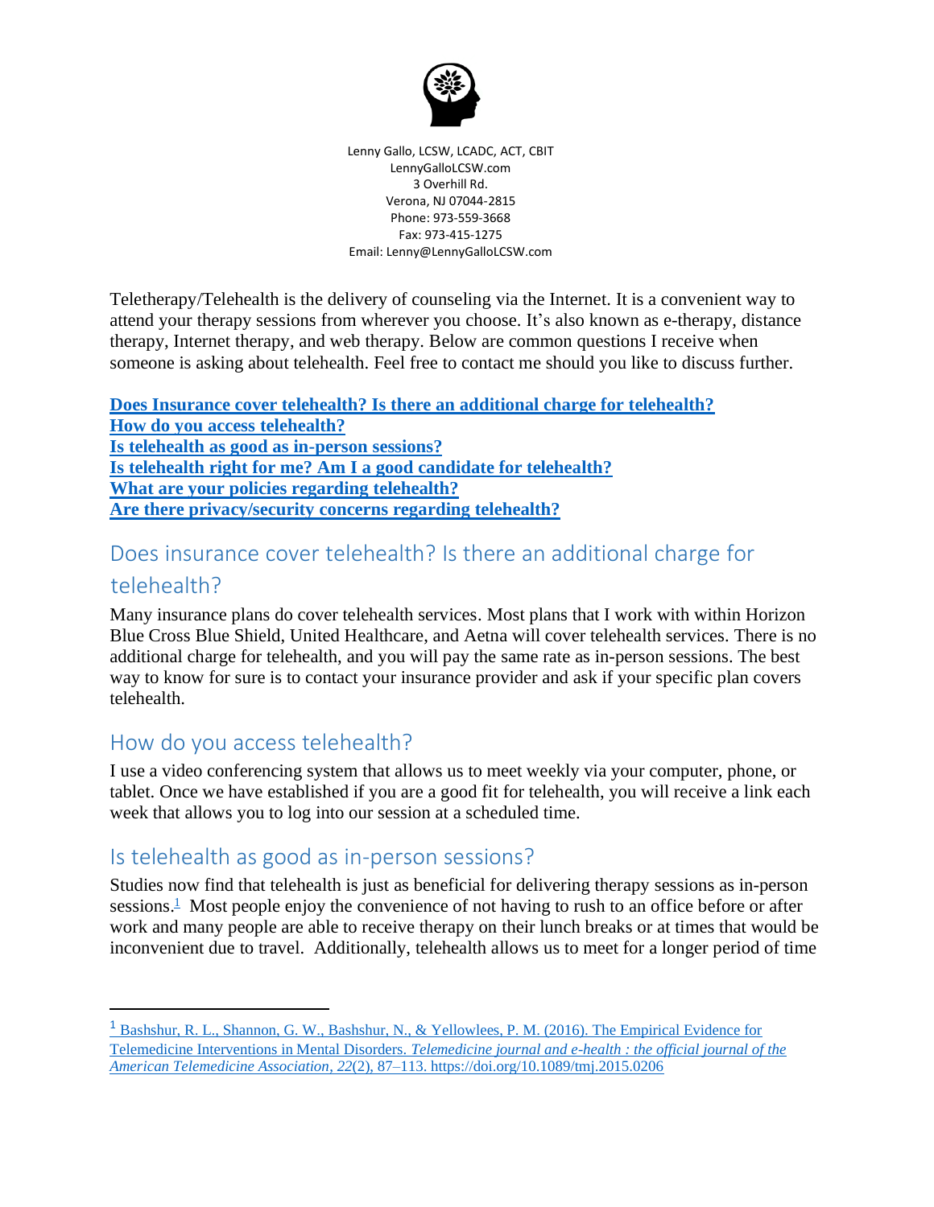Lenny Gallo, LCSW, LCADC, ACT, CBIT
LennyGalloLCSW.com
3 Overhill Rd.
Verona, NJ 07044-2815
Phone: 973-559-3668
Fax: 973-415-1275
Email: Lenny@LennyGalloLCSW.com

Teletherapy/Telehealth is the delivery of counseling via the Internet. It is a convenient way to attend your therapy sessions from wherever you choose. It's also known as e-therapy, distance therapy, Internet therapy, and web therapy. Below are common questions I receive when someone is asking about telehealth. Feel free to contact me should you like to discuss further.

**Does Insurance cover telehealth? Is there an additional charge for telehealth?**
**How do you access telehealth?**
**Is telehealth as good as in-person sessions?**
**Is telehealth right for me? Am I a good candidate for telehealth?**
**What are your policies regarding telehealth?**
**Are there privacy/security concerns regarding telehealth?**

## Does insurance cover telehealth? Is there an additional charge for telehealth?

Many insurance plans do cover telehealth services. Most plans that I work with within Horizon Blue Cross Blue Shield, United Healthcare, and Aetna will cover telehealth services. There is no additional charge for telehealth, and you will pay the same rate as in-person sessions. The best way to know for sure is to contact your insurance provider and ask if your specific plan covers telehealth.

## How do you access telehealth?

I use a video conferencing system that allows us to meet weekly via your computer, phone, or tablet. Once we have established if you are a good fit for telehealth, you will receive a link each week that allows you to log into our session at a scheduled time.

## Is telehealth as good as in-person sessions?

Studies now find that telehealth is just as beneficial for delivering therapy sessions as in-person sessions.[1] Most people enjoy the convenience of not having to rush to an office before or after work and many people are able to receive therapy on their lunch breaks or at times that would be inconvenient due to travel. Additionally, telehealth allows us to meet for a longer period of time

[1] Bashshur, R. L., Shannon, G. W., Bashshur, N., & Yellowlees, P. M. (2016). The Empirical Evidence for Telemedicine Interventions in Mental Disorders. *Telemedicine journal and e-health : the official journal of the American Telemedicine Association*, *22*(2), 87–113. https://doi.org/10.1089/tmj.2015.0206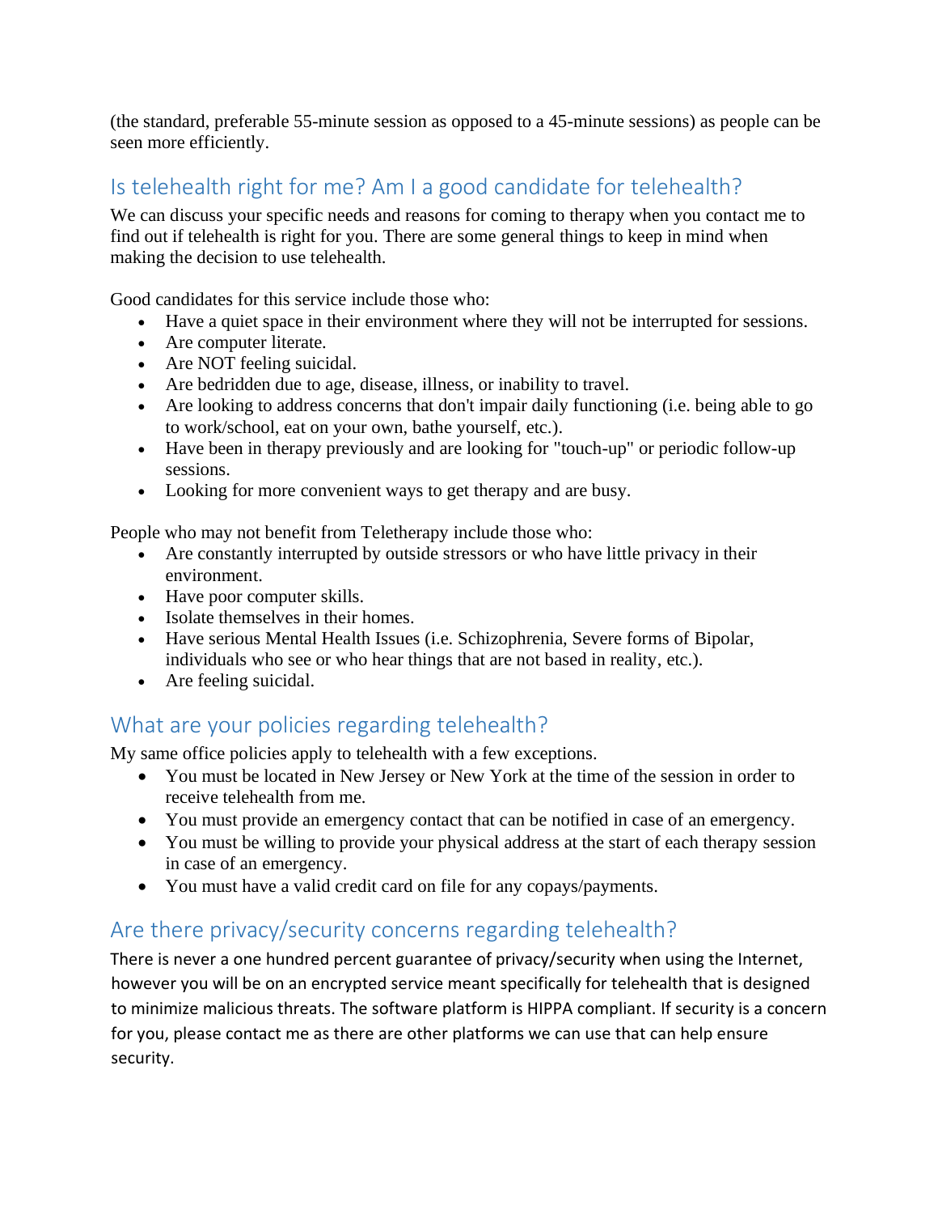(the standard, preferable 55-minute session as opposed to a 45-minute sessions) as people can be seen more efficiently.

## Is telehealth right for me? Am I a good candidate for telehealth?

We can discuss your specific needs and reasons for coming to therapy when you contact me to find out if telehealth is right for you. There are some general things to keep in mind when making the decision to use telehealth.

Good candidates for this service include those who:

- Have a quiet space in their environment where they will not be interrupted for sessions.
- Are computer literate.
- Are NOT feeling suicidal.
- Are bedridden due to age, disease, illness, or inability to travel.
- Are looking to address concerns that don't impair daily functioning (i.e. being able to go to work/school, eat on your own, bathe yourself, etc.).
- Have been in therapy previously and are looking for "touch-up" or periodic follow-up sessions.
- Looking for more convenient ways to get therapy and are busy.

People who may not benefit from Teletherapy include those who:

- Are constantly interrupted by outside stressors or who have little privacy in their environment.
- Have poor computer skills.
- Isolate themselves in their homes.
- Have serious Mental Health Issues (i.e. Schizophrenia, Severe forms of Bipolar, individuals who see or who hear things that are not based in reality, etc.).
- Are feeling suicidal.

## What are your policies regarding telehealth?

My same office policies apply to telehealth with a few exceptions.

- You must be located in New Jersey or New York at the time of the session in order to receive telehealth from me.
- You must provide an emergency contact that can be notified in case of an emergency.
- You must be willing to provide your physical address at the start of each therapy session in case of an emergency.
- You must have a valid credit card on file for any copays/payments.

## Are there privacy/security concerns regarding telehealth?

There is never a one hundred percent guarantee of privacy/security when using the Internet, however you will be on an encrypted service meant specifically for telehealth that is designed to minimize malicious threats. The software platform is HIPPA compliant. If security is a concern for you, please contact me as there are other platforms we can use that can help ensure security.